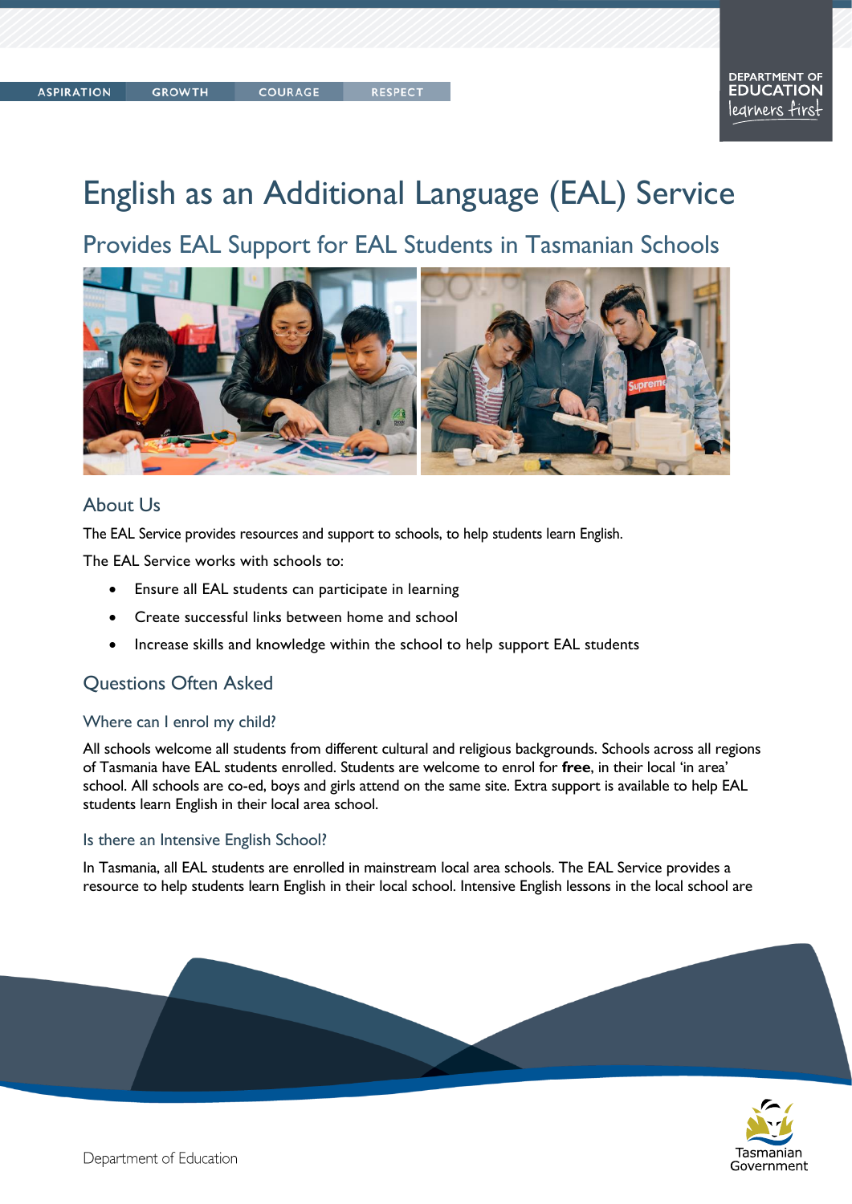# English as an Additional Language (EAL) Service

## Provides EAL Support for EAL Students in Tasmanian Schools

### About Us

The EAL Service provides resources and support to schools, to help students learn English.

The EAL Service works with schools to:

- Ensure all EAL students can participate in learning
- Create successful links between home and school
- Increase skills and knowledge within the school to help support EAL students

### Questions Often Asked

#### Where can I enrol my child?

All schools welcome all students from different cultural and religious backgrounds. Schools across all regions of Tasmania have EAL students enrolled. Students are welcome to enrol for **free**, in their local 'in area' school. All schools are co-ed, boys and girls attend on the same site. Extra support is available to help EAL students learn English in their local area school.

#### Is there an Intensive English School?

In Tasmania, all EAL students are enrolled in mainstream local area schools. The EAL Service provides a resource to help students learn English in their local school. Intensive English lessons in the local school are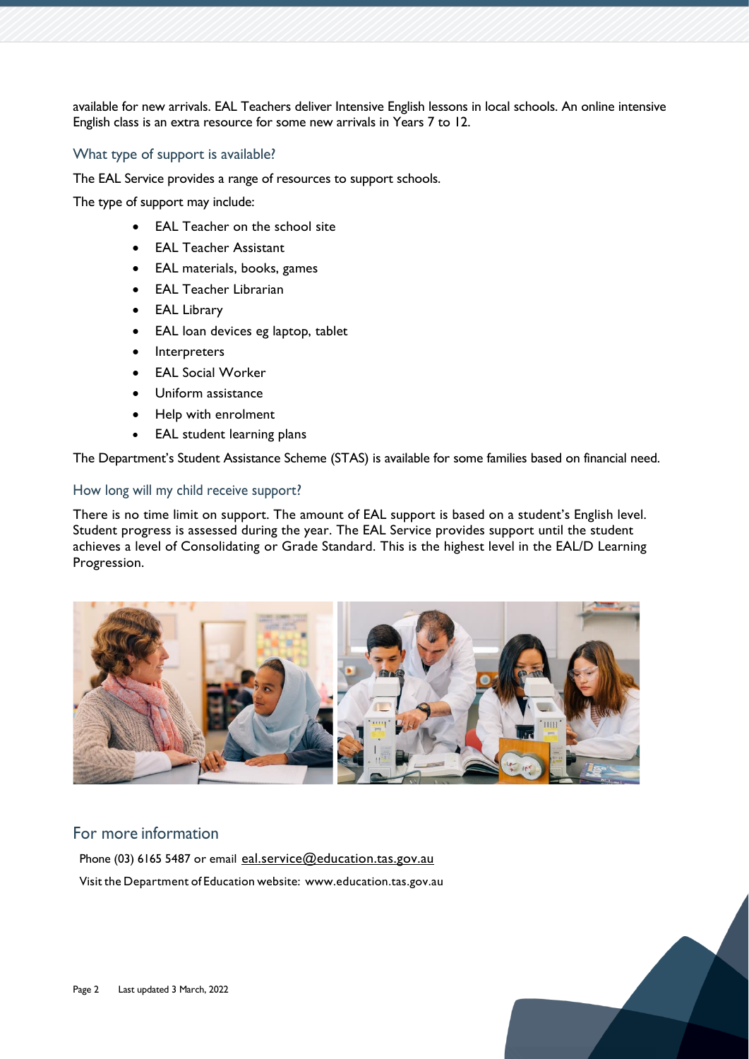available for new arrivals. EAL Teachers deliver Intensive English lessons in local schools. An online intensive English class is an extra resource for some new arrivals in Years 7 to 12.

### What type of support is available?

The EAL Service provides a range of resources to support schools.

The type of support may include:

- EAL Teacher on the school site
- EAL Teacher Assistant
- EAL materials, books, games
- EAL Teacher Librarian
- EAL Library
- EAL loan devices eg laptop, tablet
- Interpreters
- EAL Social Worker
- Uniform assistance
- Help with enrolment
- EAL student learning plans

The Department's Student Assistance Scheme (STAS) is available for some families based on financial need.

### How long will my child receive support?

There is no time limit on support. The amount of EAL support is based on a student's English level. Student progress is assessed during the year. The EAL Service provides support until the student achieves a level of Consolidating or Grade Standard. This is the highest level in the EAL/D Learning Progression.

## For more information

Phone (03) 6165 5487 or email eal.service@education.tas.gov.au

Visit the Department of Education website: www.education.tas.gov.au

Last updated 3 March, 2022